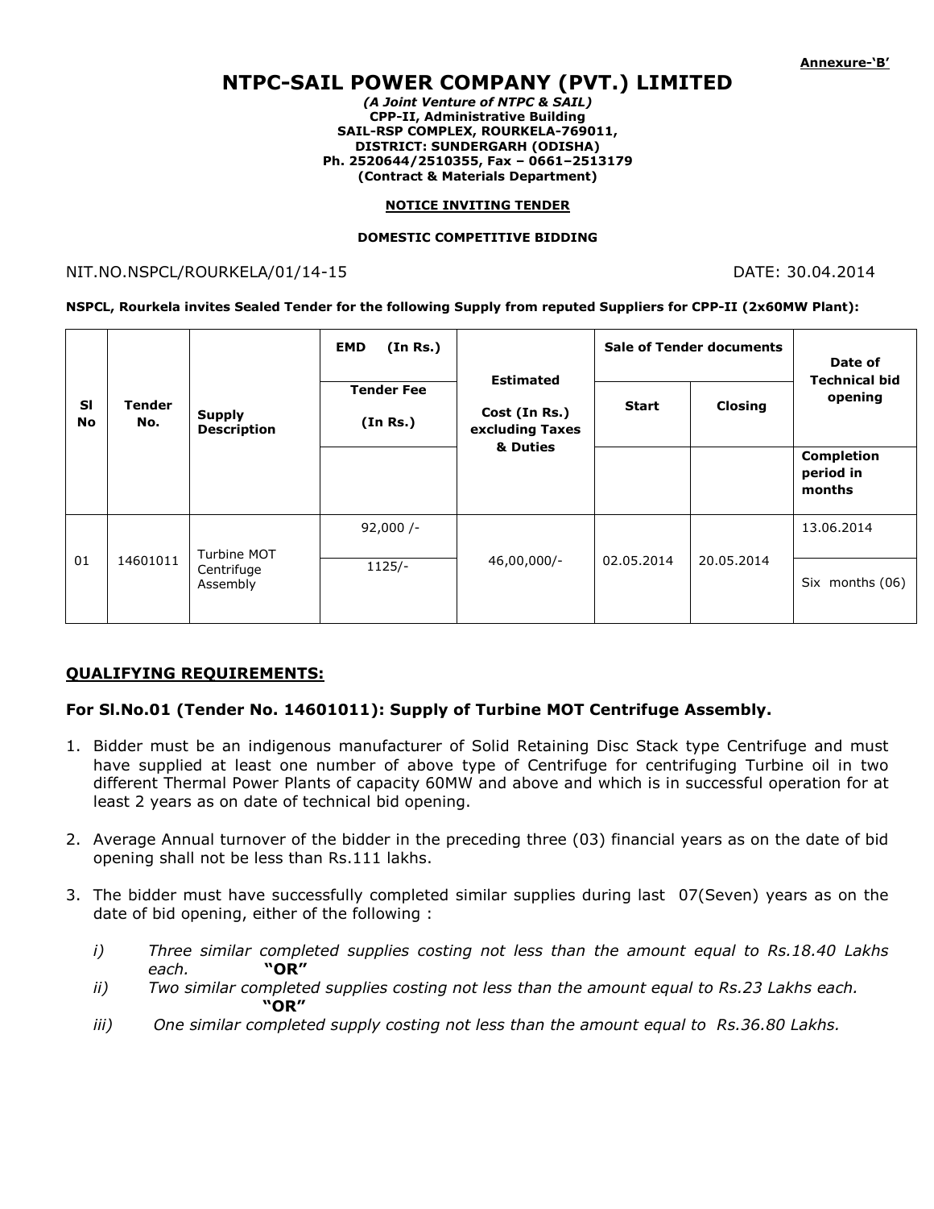**Annexure-'B'**

# NTPC-SAIL POWER COMPANY (PVT.) LIMITED

***(A Joint Venture of NTPC & SAIL)***
**CPP-II, Administrative Building**
**SAIL-RSP COMPLEX, ROURKELA-769011,**
**DISTRICT: SUNDERGARH (ODISHA)**
**Ph. 2520644/2510355, Fax – 0661–2513179**
**(Contract & Materials Department)**

**NOTICE INVITING TENDER**

**DOMESTIC COMPETITIVE BIDDING**

NIT.NO.NSPCL/ROURKELA/01/14-15 DATE: 30.04.2014

**NSPCL, Rourkela invites Sealed Tender for the following Supply from reputed Suppliers for CPP-II (2x60MW Plant):**

| Sl No | Tender No. | Supply Description | EMD (In Rs.) / Tender Fee (In Rs.) | Estimated Cost (In Rs.) excluding Taxes & Duties | Sale of Tender documents | | Date of Technical bid opening / Completion period in months |
|---|---|---|---|---|---|---|---|
| | | | | | Start | Closing | |
| 01 | 14601011 | Turbine MOT Centrifuge Assembly | 92,000 /- | 46,00,000/- | 02.05.2014 | 20.05.2014 | 13.06.2014 |
| | | | 1125/- | | | | Six months (06) |

## QUALIFYING REQUIREMENTS:

### For Sl.No.01 (Tender No. 14601011): Supply of Turbine MOT Centrifuge Assembly.

1. Bidder must be an indigenous manufacturer of Solid Retaining Disc Stack type Centrifuge and must have supplied at least one number of above type of Centrifuge for centrifuging Turbine oil in two different Thermal Power Plants of capacity 60MW and above and which is in successful operation for at least 2 years as on date of technical bid opening.

2. Average Annual turnover of the bidder in the preceding three (03) financial years as on the date of bid opening shall not be less than Rs.111 lakhs.

3. The bidder must have successfully completed similar supplies during last 07(Seven) years as on the date of bid opening, either of the following :

   *i) Three similar completed supplies costing not less than the amount equal to Rs.18.40 Lakhs each.* **"OR"**

   *ii) Two similar completed supplies costing not less than the amount equal to Rs.23 Lakhs each.* **"OR"**

   *iii) One similar completed supply costing not less than the amount equal to Rs.36.80 Lakhs.*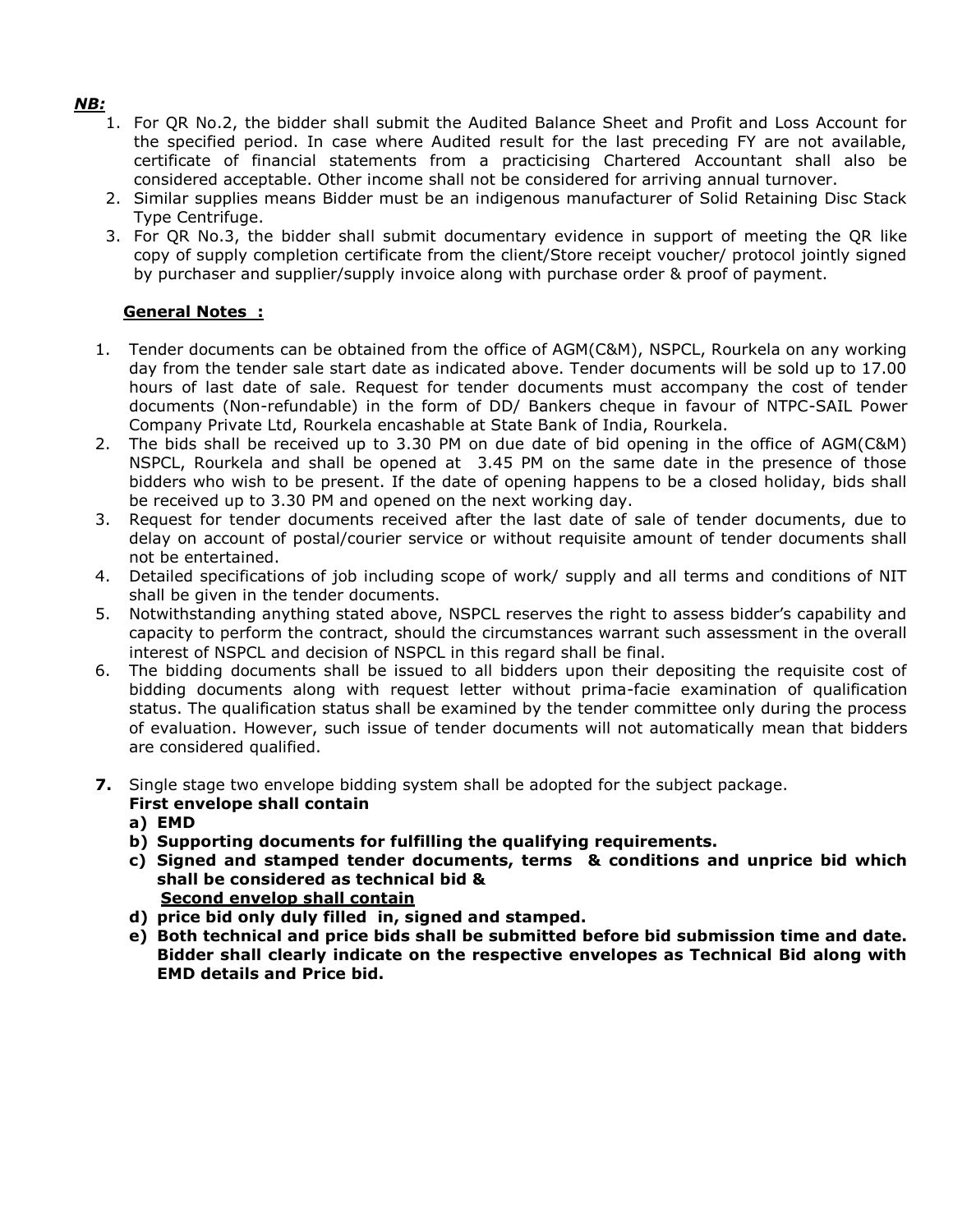***NB:***

1. For QR No.2, the bidder shall submit the Audited Balance Sheet and Profit and Loss Account for the specified period. In case where Audited result for the last preceding FY are not available, certificate of financial statements from a practicising Chartered Accountant shall also be considered acceptable. Other income shall not be considered for arriving annual turnover.
2. Similar supplies means Bidder must be an indigenous manufacturer of Solid Retaining Disc Stack Type Centrifuge.
3. For QR No.3, the bidder shall submit documentary evidence in support of meeting the QR like copy of supply completion certificate from the client/Store receipt voucher/ protocol jointly signed by purchaser and supplier/supply invoice along with purchase order & proof of payment.

**<u>General Notes :</u>**

1. Tender documents can be obtained from the office of AGM(C&M), NSPCL, Rourkela on any working day from the tender sale start date as indicated above. Tender documents will be sold up to 17.00 hours of last date of sale. Request for tender documents must accompany the cost of tender documents (Non-refundable) in the form of DD/ Bankers cheque in favour of NTPC-SAIL Power Company Private Ltd, Rourkela encashable at State Bank of India, Rourkela.
2. The bids shall be received up to 3.30 PM on due date of bid opening in the office of AGM(C&M) NSPCL, Rourkela and shall be opened at 3.45 PM on the same date in the presence of those bidders who wish to be present. If the date of opening happens to be a closed holiday, bids shall be received up to 3.30 PM and opened on the next working day.
3. Request for tender documents received after the last date of sale of tender documents, due to delay on account of postal/courier service or without requisite amount of tender documents shall not be entertained.
4. Detailed specifications of job including scope of work/ supply and all terms and conditions of NIT shall be given in the tender documents.
5. Notwithstanding anything stated above, NSPCL reserves the right to assess bidder's capability and capacity to perform the contract, should the circumstances warrant such assessment in the overall interest of NSPCL and decision of NSPCL in this regard shall be final.
6. The bidding documents shall be issued to all bidders upon their depositing the requisite cost of bidding documents along with request letter without prima-facie examination of qualification status. The qualification status shall be examined by the tender committee only during the process of evaluation. However, such issue of tender documents will not automatically mean that bidders are considered qualified.
7. Single stage two envelope bidding system shall be adopted for the subject package.

   **First envelope shall contain**

   **a) EMD**

   **b) Supporting documents for fulfilling the qualifying requirements.**

   **c) Signed and stamped tender documents, terms & conditions and unprice bid which shall be considered as technical bid &**

   **<u>Second envelop shall contain</u>**

   **d) price bid only duly filled in, signed and stamped.**

   **e) Both technical and price bids shall be submitted before bid submission time and date. Bidder shall clearly indicate on the respective envelopes as Technical Bid along with EMD details and Price bid.**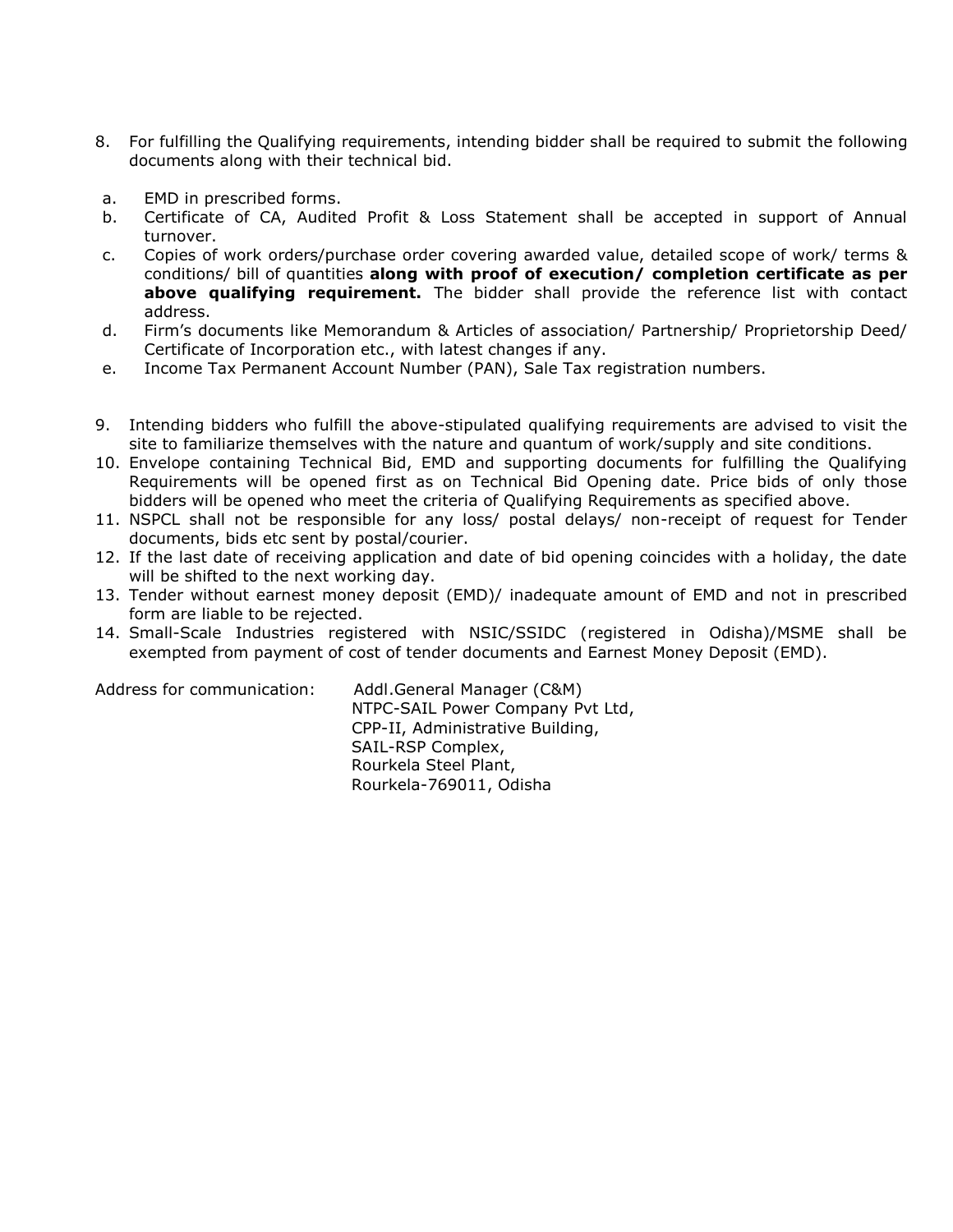8. For fulfilling the Qualifying requirements, intending bidder shall be required to submit the following documents along with their technical bid.

 a. EMD in prescribed forms.
 b. Certificate of CA, Audited Profit & Loss Statement shall be accepted in support of Annual turnover.
 c. Copies of work orders/purchase order covering awarded value, detailed scope of work/ terms & conditions/ bill of quantities **along with proof of execution/ completion certificate as per above qualifying requirement.** The bidder shall provide the reference list with contact address.
 d. Firm's documents like Memorandum & Articles of association/ Partnership/ Proprietorship Deed/ Certificate of Incorporation etc., with latest changes if any.
 e. Income Tax Permanent Account Number (PAN), Sale Tax registration numbers.

9. Intending bidders who fulfill the above-stipulated qualifying requirements are advised to visit the site to familiarize themselves with the nature and quantum of work/supply and site conditions.
10. Envelope containing Technical Bid, EMD and supporting documents for fulfilling the Qualifying Requirements will be opened first as on Technical Bid Opening date. Price bids of only those bidders will be opened who meet the criteria of Qualifying Requirements as specified above.
11. NSPCL shall not be responsible for any loss/ postal delays/ non-receipt of request for Tender documents, bids etc sent by postal/courier.
12. If the last date of receiving application and date of bid opening coincides with a holiday, the date will be shifted to the next working day.
13. Tender without earnest money deposit (EMD)/ inadequate amount of EMD and not in prescribed form are liable to be rejected.
14. Small-Scale Industries registered with NSIC/SSIDC (registered in Odisha)/MSME shall be exempted from payment of cost of tender documents and Earnest Money Deposit (EMD).

Address for communication: Addl.General Manager (C&M)
NTPC-SAIL Power Company Pvt Ltd,
CPP-II, Administrative Building,
SAIL-RSP Complex,
Rourkela Steel Plant,
Rourkela-769011, Odisha